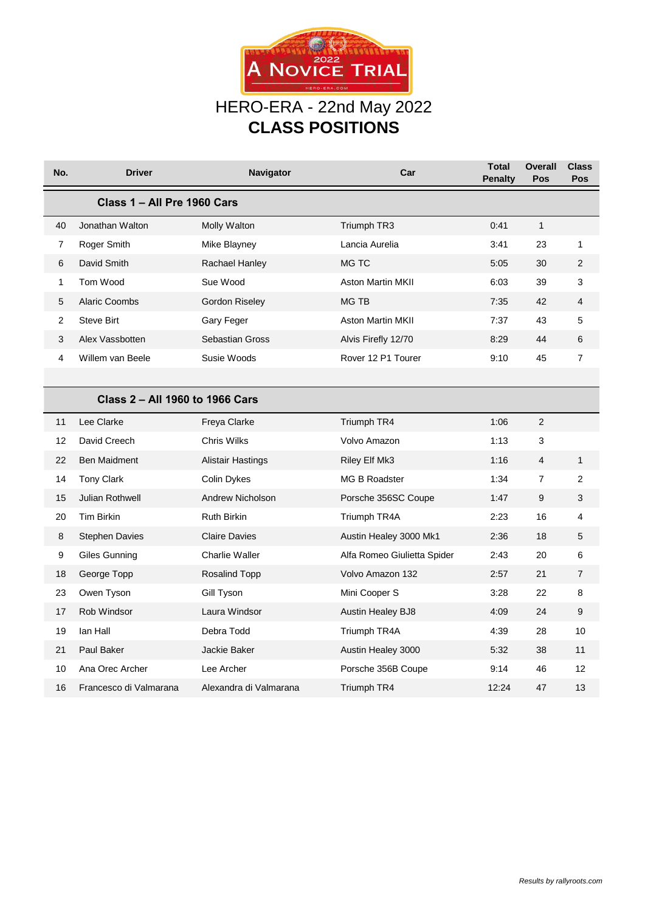# 2022 A NOVICE TRIAL

## HERO-ERA - 22nd May 2022

## CLASS POSITIONS

| No. | Driver | Navigator | Car | Total Penalty | Overall Pos | Class Pos |
|---|---|---|---|---|---|---|
| | **Class 1 – All Pre 1960 Cars** | | | | | |
| 40 | Jonathan Walton | Molly Walton | Triumph TR3 | 0:41 | 1 | |
| 7 | Roger Smith | Mike Blayney | Lancia Aurelia | 3:41 | 23 | 1 |
| 6 | David Smith | Rachael Hanley | MG TC | 5:05 | 30 | 2 |
| 1 | Tom Wood | Sue Wood | Aston Martin MKII | 6:03 | 39 | 3 |
| 5 | Alaric Coombs | Gordon Riseley | MG TB | 7:35 | 42 | 4 |
| 2 | Steve Birt | Gary Feger | Aston Martin MKII | 7:37 | 43 | 5 |
| 3 | Alex Vassbotten | Sebastian Gross | Alvis Firefly 12/70 | 8:29 | 44 | 6 |
| 4 | Willem van Beele | Susie Woods | Rover 12 P1 Tourer | 9:10 | 45 | 7 |
| | **Class 2 – All 1960 to 1966 Cars** | | | | | |
| 11 | Lee Clarke | Freya Clarke | Triumph TR4 | 1:06 | 2 | |
| 12 | David Creech | Chris Wilks | Volvo Amazon | 1:13 | 3 | |
| 22 | Ben Maidment | Alistair Hastings | Riley Elf Mk3 | 1:16 | 4 | 1 |
| 14 | Tony Clark | Colin Dykes | MG B Roadster | 1:34 | 7 | 2 |
| 15 | Julian Rothwell | Andrew Nicholson | Porsche 356SC Coupe | 1:47 | 9 | 3 |
| 20 | Tim Birkin | Ruth Birkin | Triumph TR4A | 2:23 | 16 | 4 |
| 8 | Stephen Davies | Claire Davies | Austin Healey 3000 Mk1 | 2:36 | 18 | 5 |
| 9 | Giles Gunning | Charlie Waller | Alfa Romeo Giulietta Spider | 2:43 | 20 | 6 |
| 18 | George Topp | Rosalind Topp | Volvo Amazon 132 | 2:57 | 21 | 7 |
| 23 | Owen Tyson | Gill Tyson | Mini Cooper S | 3:28 | 22 | 8 |
| 17 | Rob Windsor | Laura Windsor | Austin Healey BJ8 | 4:09 | 24 | 9 |
| 19 | Ian Hall | Debra Todd | Triumph TR4A | 4:39 | 28 | 10 |
| 21 | Paul Baker | Jackie Baker | Austin Healey 3000 | 5:32 | 38 | 11 |
| 10 | Ana Orec Archer | Lee Archer | Porsche 356B Coupe | 9:14 | 46 | 12 |
| 16 | Francesco di Valmarana | Alexandra di Valmarana | Triumph TR4 | 12:24 | 47 | 13 |

*Results by rallyroots.com*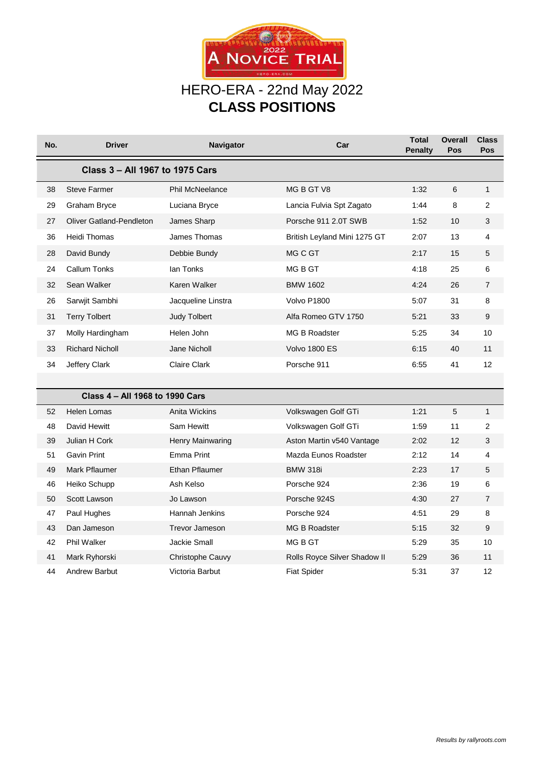2022 A NOVICE TRIAL

HERO-ERA.COM

# HERO-ERA - 22nd May 2022

## CLASS POSITIONS

| No. | Driver | Navigator | Car | Total Penalty | Overall Pos | Class Pos |
|---|---|---|---|---|---|---|
| **Class 3 – All 1967 to 1975 Cars** | | | | | | |
| 38 | Steve Farmer | Phil McNeelance | MG B GT V8 | 1:32 | 6 | 1 |
| 29 | Graham Bryce | Luciana Bryce | Lancia Fulvia Spt Zagato | 1:44 | 8 | 2 |
| 27 | Oliver Gatland-Pendleton | James Sharp | Porsche 911 2.0T SWB | 1:52 | 10 | 3 |
| 36 | Heidi Thomas | James Thomas | British Leyland Mini 1275 GT | 2:07 | 13 | 4 |
| 28 | David Bundy | Debbie Bundy | MG C GT | 2:17 | 15 | 5 |
| 24 | Callum Tonks | Ian Tonks | MG B GT | 4:18 | 25 | 6 |
| 32 | Sean Walker | Karen Walker | BMW 1602 | 4:24 | 26 | 7 |
| 26 | Sarwjit Sambhi | Jacqueline Linstra | Volvo P1800 | 5:07 | 31 | 8 |
| 31 | Terry Tolbert | Judy Tolbert | Alfa Romeo GTV 1750 | 5:21 | 33 | 9 |
| 37 | Molly Hardingham | Helen John | MG B Roadster | 5:25 | 34 | 10 |
| 33 | Richard Nicholl | Jane Nicholl | Volvo 1800 ES | 6:15 | 40 | 11 |
| 34 | Jeffery Clark | Claire Clark | Porsche 911 | 6:55 | 41 | 12 |
| **Class 4 – All 1968 to 1990 Cars** | | | | | | |
| 52 | Helen Lomas | Anita Wickins | Volkswagen Golf GTi | 1:21 | 5 | 1 |
| 48 | David Hewitt | Sam Hewitt | Volkswagen Golf GTi | 1:59 | 11 | 2 |
| 39 | Julian H Cork | Henry Mainwaring | Aston Martin v540 Vantage | 2:02 | 12 | 3 |
| 51 | Gavin Print | Emma Print | Mazda Eunos Roadster | 2:12 | 14 | 4 |
| 49 | Mark Pflaumer | Ethan Pflaumer | BMW 318i | 2:23 | 17 | 5 |
| 46 | Heiko Schupp | Ash Kelso | Porsche 924 | 2:36 | 19 | 6 |
| 50 | Scott Lawson | Jo Lawson | Porsche 924S | 4:30 | 27 | 7 |
| 47 | Paul Hughes | Hannah Jenkins | Porsche 924 | 4:51 | 29 | 8 |
| 43 | Dan Jameson | Trevor Jameson | MG B Roadster | 5:15 | 32 | 9 |
| 42 | Phil Walker | Jackie Small | MG B GT | 5:29 | 35 | 10 |
| 41 | Mark Ryhorski | Christophe Cauvy | Rolls Royce Silver Shadow II | 5:29 | 36 | 11 |
| 44 | Andrew Barbut | Victoria Barbut | Fiat Spider | 5:31 | 37 | 12 |

*Results by rallyroots.com*